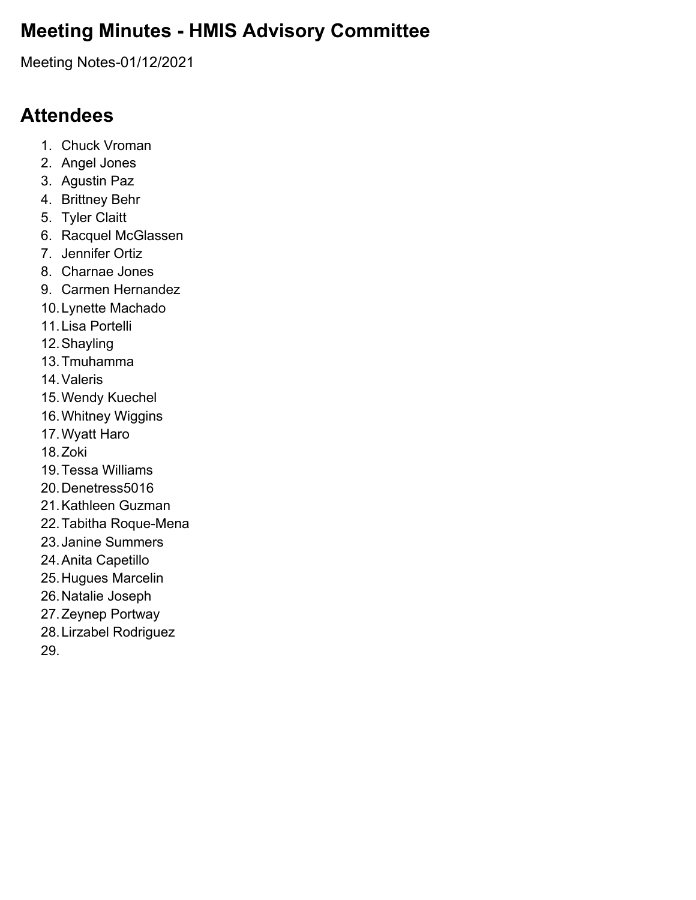# Meeting Minutes - HMIS Advisory Committee

Meeting Notes-01/12/2021

## Attendees

1. Chuck Vroman
2. Angel Jones
3. Agustin Paz
4. Brittney Behr
5. Tyler Claitt
6. Racquel McGlassen
7. Jennifer Ortiz
8. Charnae Jones
9. Carmen Hernandez
10. Lynette Machado
11. Lisa Portelli
12. Shayling
13. Tmuhamma
14. Valeris
15. Wendy Kuechel
16. Whitney Wiggins
17. Wyatt Haro
18. Zoki
19. Tessa Williams
20. Denetress5016
21. Kathleen Guzman
22. Tabitha Roque-Mena
23. Janine Summers
24. Anita Capetillo
25. Hugues Marcelin
26. Natalie Joseph
27. Zeynep Portway
28. Lirzabel Rodriguez
29.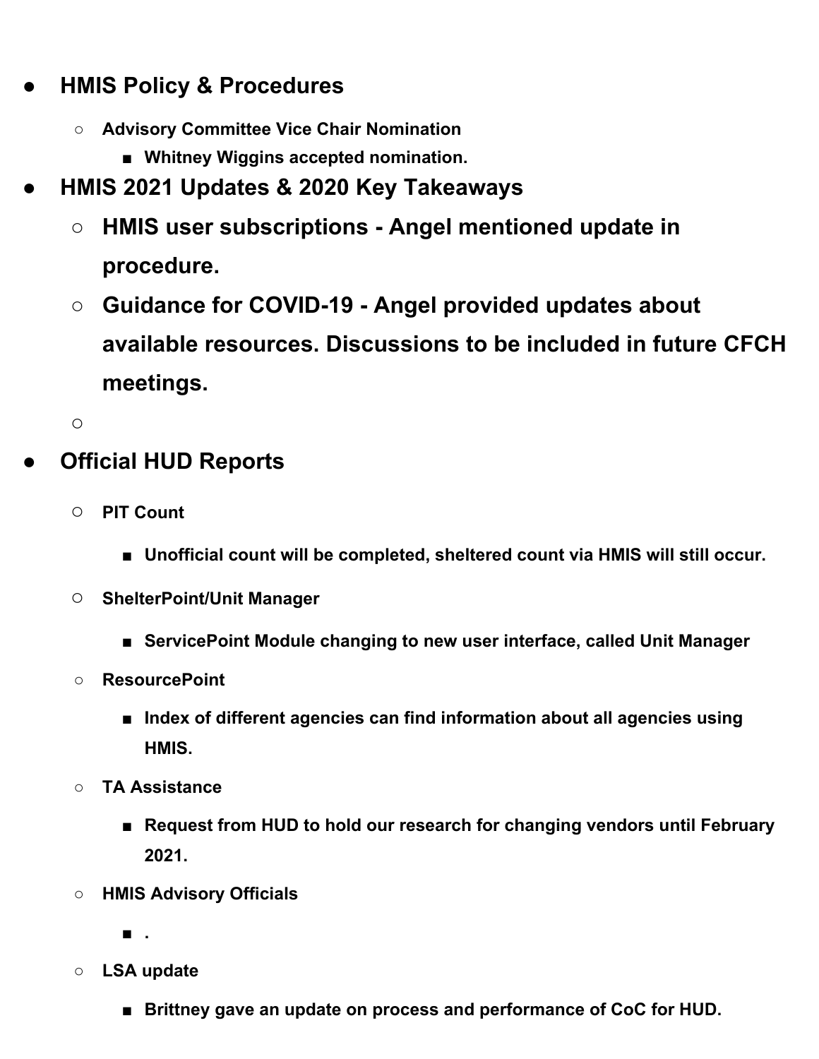- **HMIS Policy & Procedures**
  - **Advisory Committee Vice Chair Nomination**
    - **Whitney Wiggins accepted nomination.**
- **HMIS 2021 Updates & 2020 Key Takeaways**
  - **HMIS user subscriptions - Angel mentioned update in procedure.**
  - **Guidance for COVID-19 - Angel provided updates about available resources. Discussions to be included in future CFCH meetings.**
  -
- **Official HUD Reports**
  - **PIT Count**
    - **Unofficial count will be completed, sheltered count via HMIS will still occur.**
  - **ShelterPoint/Unit Manager**
    - **ServicePoint Module changing to new user interface, called Unit Manager**
  - **ResourcePoint**
    - **Index of different agencies can find information about all agencies using HMIS.**
  - **TA Assistance**
    - **Request from HUD to hold our research for changing vendors until February 2021.**
  - **HMIS Advisory Officials**
    - **.**
  - **LSA update**
    - **Brittney gave an update on process and performance of CoC for HUD.**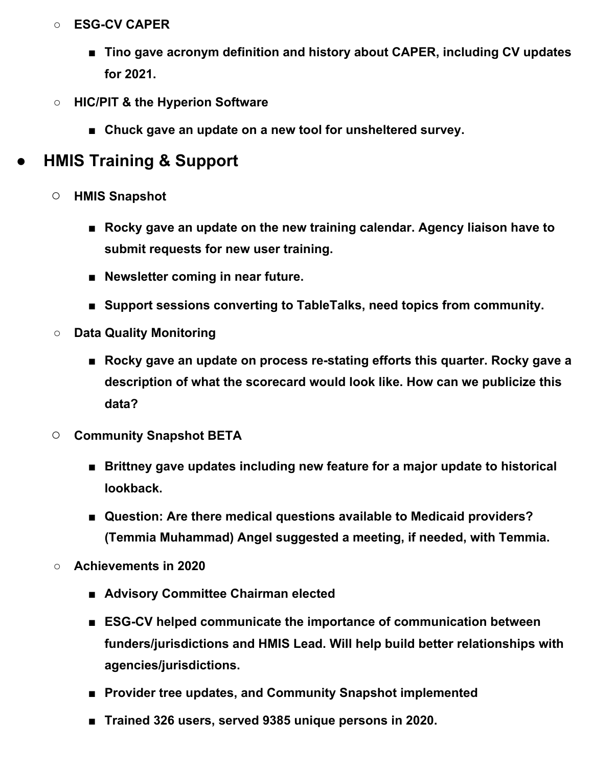- **ESG-CV CAPER**
  - **Tino gave acronym definition and history about CAPER, including CV updates for 2021.**
- **HIC/PIT & the Hyperion Software**
  - **Chuck gave an update on a new tool for unsheltered survey.**

- ## HMIS Training & Support
  - **HMIS Snapshot**
    - **Rocky gave an update on the new training calendar. Agency liaison have to submit requests for new user training.**
    - **Newsletter coming in near future.**
    - **Support sessions converting to TableTalks, need topics from community.**
  - **Data Quality Monitoring**
    - **Rocky gave an update on process re-stating efforts this quarter. Rocky gave a description of what the scorecard would look like. How can we publicize this data?**
  - **Community Snapshot BETA**
    - **Brittney gave updates including new feature for a major update to historical lookback.**
    - **Question: Are there medical questions available to Medicaid providers? (Temmia Muhammad) Angel suggested a meeting, if needed, with Temmia.**
  - **Achievements in 2020**
    - **Advisory Committee Chairman elected**
    - **ESG-CV helped communicate the importance of communication between funders/jurisdictions and HMIS Lead. Will help build better relationships with agencies/jurisdictions.**
    - **Provider tree updates, and Community Snapshot implemented**
    - **Trained 326 users, served 9385 unique persons in 2020.**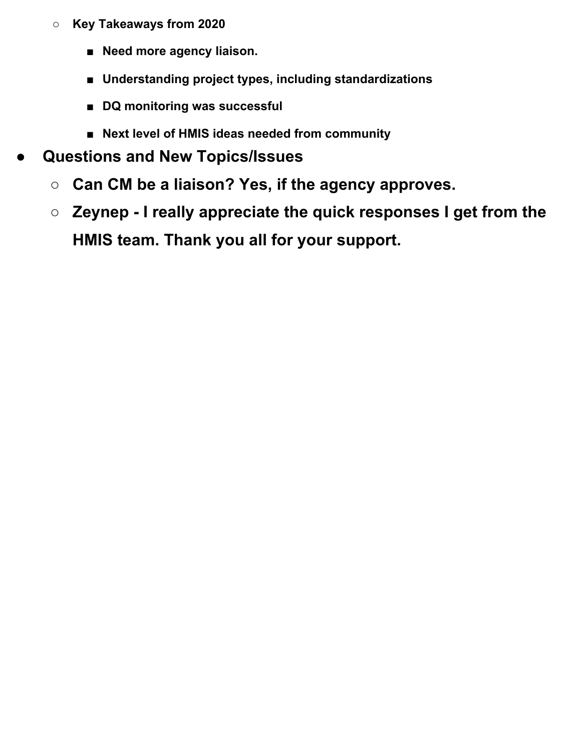- **Key Takeaways from 2020**
    - **Need more agency liaison.**
    - **Understanding project types, including standardizations**
    - **DQ monitoring was successful**
    - **Next level of HMIS ideas needed from community**

- **Questions and New Topics/Issues**
    - **Can CM be a liaison? Yes, if the agency approves.**
    - **Zeynep - I really appreciate the quick responses I get from the HMIS team. Thank you all for your support.**